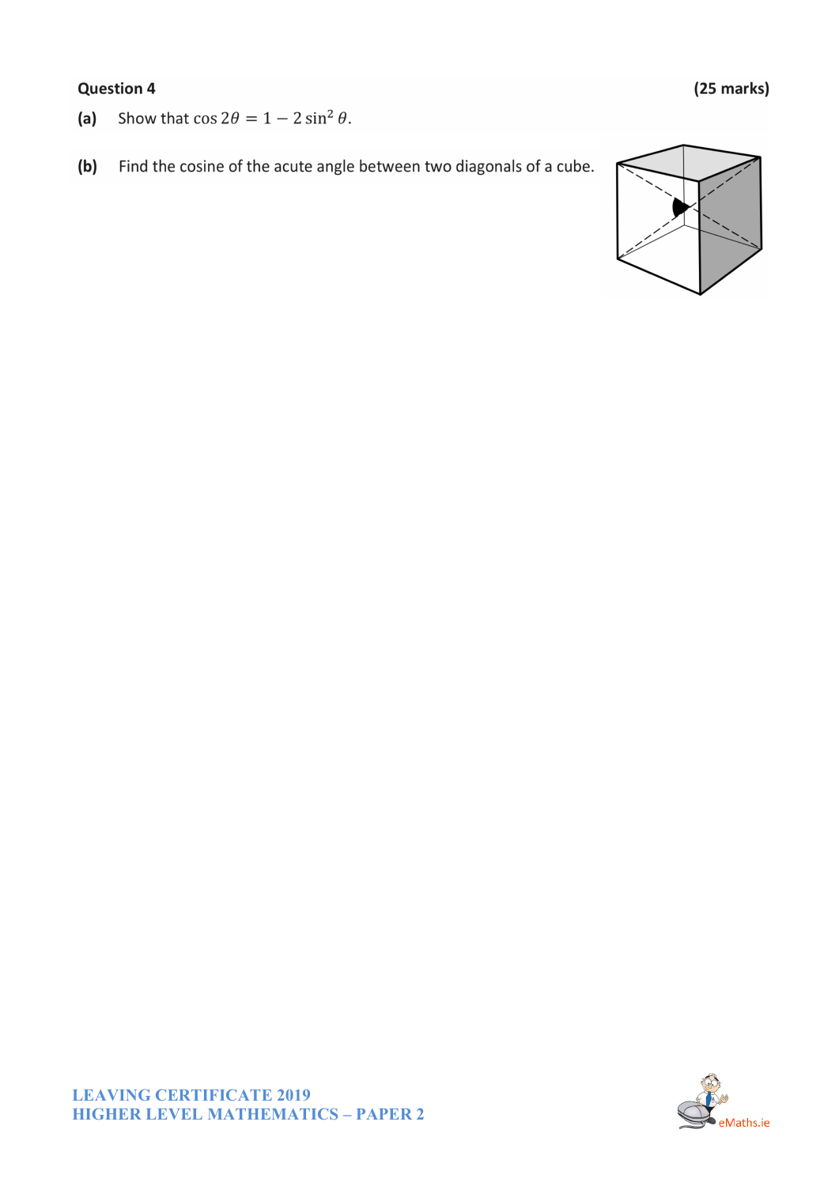**Question 4** **(25 marks)**

**(a)** Show that $\cos 2\theta = 1 - 2\sin^2 \theta$.

**(b)** Find the cosine of the acute angle between two diagonals of a cube.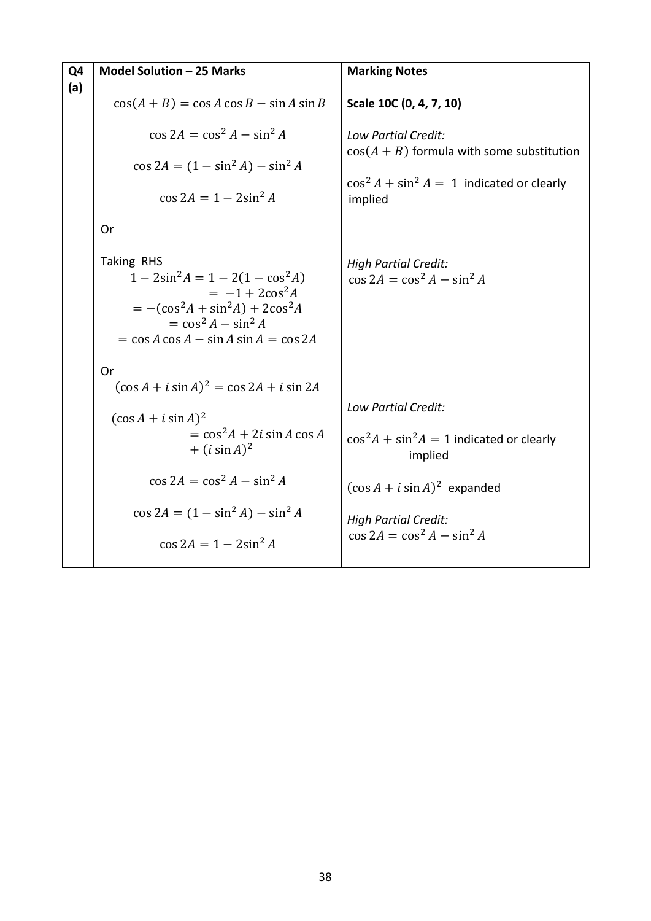| Q4 | Model Solution – 25 Marks | Marking Notes |
|---|---|---|
| (a) | $\cos(A+B) = \cos A\cos B - \sin A\sin B$ <br><br> $\cos 2A = \cos^2 A - \sin^2 A$ <br><br> $\cos 2A = (1 - \sin^2 A) - \sin^2 A$ <br><br> $\cos 2A = 1 - 2\sin^2 A$ <br><br> Or <br><br> Taking RHS <br> $1 - 2\sin^2 A = 1 - 2(1 - \cos^2 A)$ <br> $= -1 + 2\cos^2 A$ <br> $= -(\cos^2 A + \sin^2 A) + 2\cos^2 A$ <br> $= \cos^2 A - \sin^2 A$ <br> $= \cos A\cos A - \sin A\sin A = \cos 2A$ | **Scale 10C (0, 4, 7, 10)** <br><br> *Low Partial Credit:* <br> $\cos(A+B)$ formula with some substitution <br><br> $\cos^2 A + \sin^2 A = 1$ indicated or clearly implied <br><br> *High Partial Credit:* <br> $\cos 2A = \cos^2 A - \sin^2 A$ |
| | Or <br> $(\cos A + i\sin A)^2 = \cos 2A + i\sin 2A$ <br><br> $(\cos A + i\sin A)^2$ <br> $= \cos^2 A + 2i\sin A\cos A + (i\sin A)^2$ <br><br> $\cos 2A = \cos^2 A - \sin^2 A$ <br><br> $\cos 2A = (1 - \sin^2 A) - \sin^2 A$ <br><br> $\cos 2A = 1 - 2\sin^2 A$ | *Low Partial Credit:* <br><br> $\cos^2 A + \sin^2 A = 1$ indicated or clearly implied <br><br> $(\cos A + i\sin A)^2$ expanded <br><br> *High Partial Credit:* <br> $\cos 2A = \cos^2 A - \sin^2 A$ |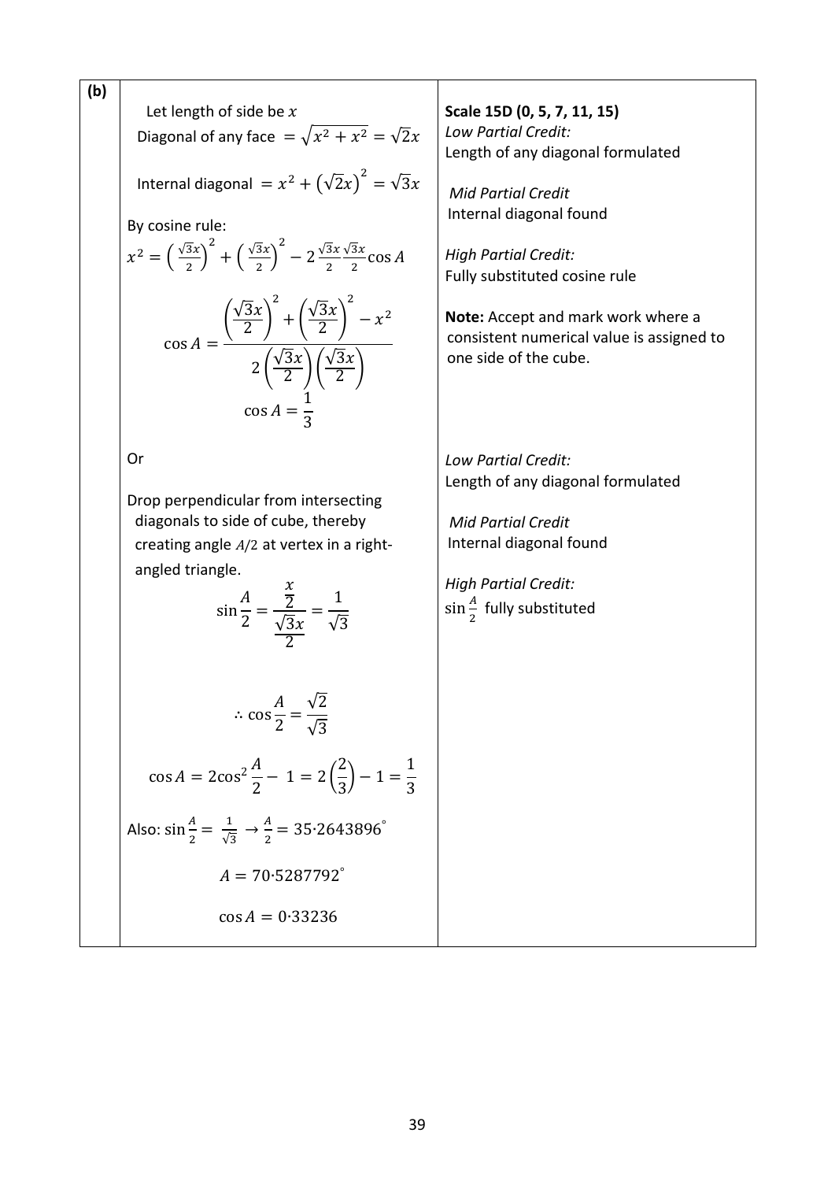| (b) | | |
|---|---|---|
| | Let length of side be $x$<br>Diagonal of any face $= \sqrt{x^2 + x^2} = \sqrt{2}x$<br><br>Internal diagonal $= x^2 + \left(\sqrt{2}x\right)^2 = \sqrt{3}x$<br><br>By cosine rule:<br>$x^2 = \left(\frac{\sqrt{3}x}{2}\right)^2 + \left(\frac{\sqrt{3}x}{2}\right)^2 - 2\frac{\sqrt{3}x}{2}\frac{\sqrt{3}x}{2}\cos A$<br><br>$\cos A = \dfrac{\left(\frac{\sqrt{3}x}{2}\right)^2 + \left(\frac{\sqrt{3}x}{2}\right)^2 - x^2}{2\left(\frac{\sqrt{3}x}{2}\right)\left(\frac{\sqrt{3}x}{2}\right)}$<br><br>$\cos A = \dfrac{1}{3}$ | **Scale 15D (0, 5, 7, 11, 15)**<br>*Low Partial Credit:*<br>Length of any diagonal formulated<br><br>*Mid Partial Credit*<br>Internal diagonal found<br><br>*High Partial Credit:*<br>Fully substituted cosine rule<br><br>**Note:** Accept and mark work where a consistent numerical value is assigned to one side of the cube. |
| | Or<br><br>Drop perpendicular from intersecting diagonals to side of cube, thereby creating angle $A/2$ at vertex in a right-angled triangle.<br>$\sin\dfrac{A}{2} = \dfrac{\frac{x}{2}}{\frac{\sqrt{3}x}{2}} = \dfrac{1}{\sqrt{3}}$<br><br>$\therefore \cos\dfrac{A}{2} = \dfrac{\sqrt{2}}{\sqrt{3}}$<br><br>$\cos A = 2\cos^2\dfrac{A}{2} - 1 = 2\left(\dfrac{2}{3}\right) - 1 = \dfrac{1}{3}$<br><br>Also: $\sin\frac{A}{2} = \frac{1}{\sqrt{3}} \rightarrow \frac{A}{2} = 35{\cdot}2643896^\circ$<br><br>$A = 70{\cdot}5287792^\circ$<br><br>$\cos A = 0{\cdot}33236$ | *Low Partial Credit:*<br>Length of any diagonal formulated<br><br>*Mid Partial Credit*<br>Internal diagonal found<br><br>*High Partial Credit:*<br>$\sin\frac{A}{2}$ fully substituted |